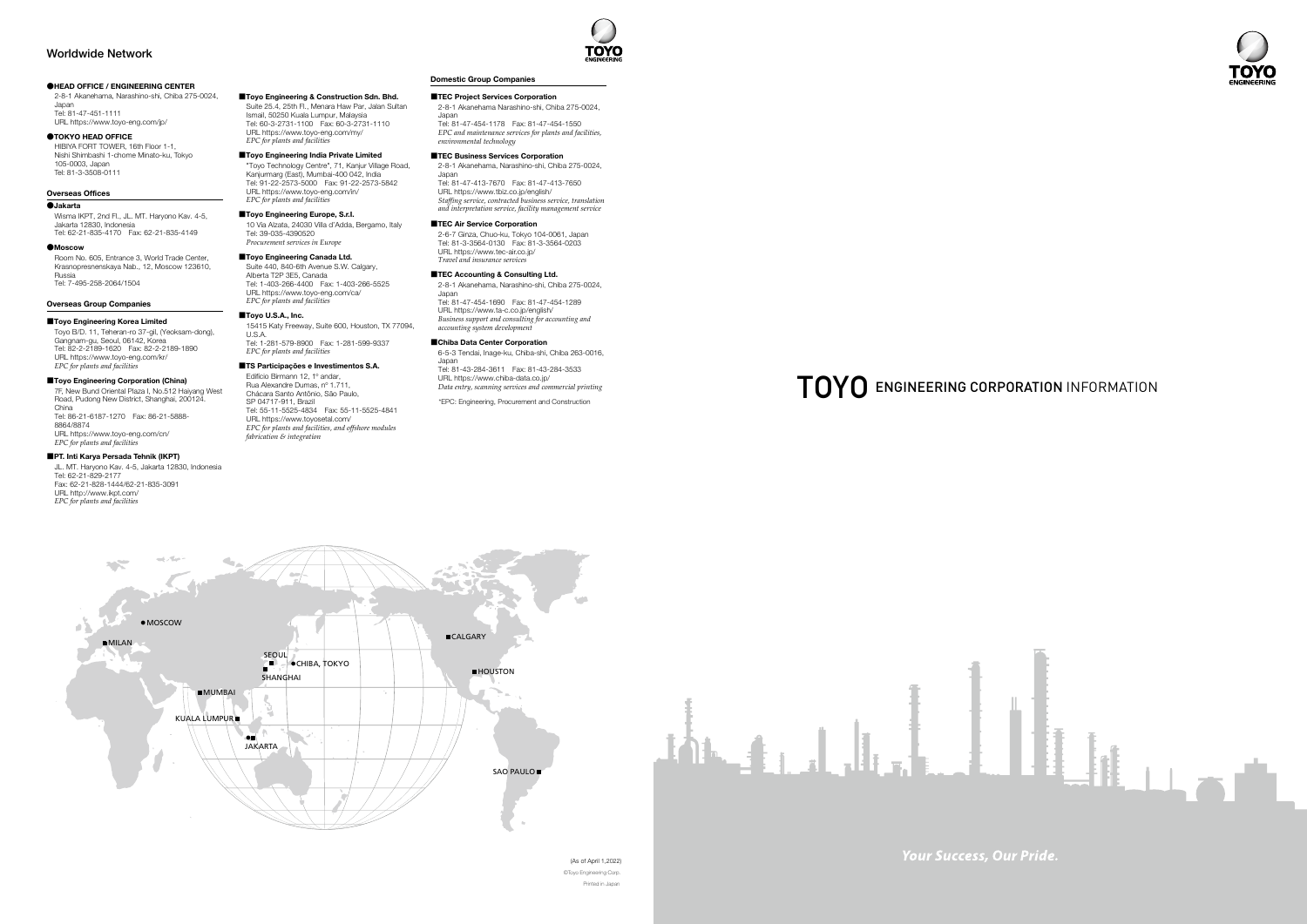## Worldwide Network

### ●HEAD OFFICE / ENGINEERING CENTER

2-8-1 Akanehama, Narashino-shi, Chiba 275-0024, Japan
Tel: 81-47-451-1111
URL https://www.toyo-eng.com/jp/

### ●TOKYO HEAD OFFICE

HIBIYA FORT TOWER, 16th Floor 1-1, Nishi Shimbashi 1-chome Minato-ku, Tokyo 105-0003, Japan
Tel: 81-3-3508-0111

### Overseas Offices

**●Jakarta**

Wisma IKPT, 2nd Fl., JL. MT. Haryono Kav. 4-5, Jakarta 12830, Indonesia
Tel: 62-21-835-4170 Fax: 62-21-835-4149

**●Moscow**

Room No. 605, Entrance 3, World Trade Center, Krasnopresnenskaya Nab., 12, Moscow 123610, Russia
Tel: 7-495-258-2064/1504

### Overseas Group Companies

**■Toyo Engineering Korea Limited**

Toyo B/D. 11, Teheran-ro 37-gil, (Yeoksam-dong), Gangnam-gu, Seoul, 06142, Korea
Tel: 82-2-2189-1620 Fax: 82-2-2189-1890
URL https://www.toyo-eng.com/kr/
*EPC for plants and facilities*

**■Toyo Engineering Corporation (China)**

7F, New Bund Oriental Plaza I, No.512 Haiyang West Road, Pudong New District, Shanghai, 200124. China
Tel: 86-21-6187-1270 Fax: 86-21-5888-8864/8874
URL https://www.toyo-eng.com/cn/
*EPC for plants and facilities*

**■PT. Inti Karya Persada Tehnik (IKPT)**

JL. MT. Haryono Kav. 4-5, Jakarta 12830, Indonesia
Tel: 62-21-829-2177
Fax: 62-21-828-1444/62-21-835-3091
URL http://www.ikpt.com/
*EPC for plants and facilities*

**■Toyo Engineering & Construction Sdn. Bhd.**

Suite 25.4, 25th Fl., Menara Haw Par, Jalan Sultan Ismail, 50250 Kuala Lumpur, Malaysia
Tel: 60-3-2731-1100 Fax: 60-3-2731-1110
URL https://www.toyo-eng.com/my/
*EPC for plants and facilities*

**■Toyo Engineering India Private Limited**

"Toyo Technology Centre", 71, Kanjur Village Road, Kanjurmarg (East), Mumbai-400 042, India
Tel: 91-22-2573-5000 Fax: 91-22-2573-5842
URL https://www.toyo-eng.com/in/
*EPC for plants and facilities*

**■Toyo Engineering Europe, S.r.l.**

10 Via Alzata, 24030 Villa d'Adda, Bergamo, Italy
Tel: 39-035-4390520
*Procurement services in Europe*

**■Toyo Engineering Canada Ltd.**

Suite 440, 840-6th Avenue S.W. Calgary, Alberta T2P 3E5, Canada
Tel: 1-403-266-4400 Fax: 1-403-266-5525
URL https://www.toyo-eng.com/ca/
*EPC for plants and facilities*

**■Toyo U.S.A., Inc.**

15415 Katy Freeway, Suite 600, Houston, TX 77094, U.S.A.
Tel: 1-281-579-8900 Fax: 1-281-599-9337
*EPC for plants and facilities*

**■TS Participações e Investimentos S.A.**

Edifício Birmann 12, 1º andar, Rua Alexandre Dumas, nº 1.711, Chácara Santo Antônio, São Paulo, SP 04717-911, Brazil
Tel: 55-11-5525-4834 Fax: 55-11-5525-4841
URL https://www.toyosetal.com/
*EPC for plants and facilities, and offshore modules fabrication & integration*

### Domestic Group Companies

**■TEC Project Services Corporation**

2-8-1 Akanehama Narashino-shi, Chiba 275-0024, Japan
Tel: 81-47-454-1178 Fax: 81-47-454-1550
*EPC and maintenance services for plants and facilities, environmental technology*

**■TEC Business Services Corporation**

2-8-1 Akanehama, Narashino-shi, Chiba 275-0024, Japan
Tel: 81-47-413-7670 Fax: 81-47-413-7650
URL https://www.tbiz.co.jp/english/
*Staffing service, contracted business service, translation and interpretation service, facility management service*

**■TEC Air Service Corporation**

2-6-7 Ginza, Chuo-ku, Tokyo 104-0061, Japan
Tel: 81-3-3564-0130 Fax: 81-3-3564-0203
URL https://www.tec-air.co.jp/
*Travel and insurance services*

**■TEC Accounting & Consulting Ltd.**

2-8-1 Akanehama, Narashino-shi, Chiba 275-0024, Japan
Tel: 81-47-454-1690 Fax: 81-47-454-1289
URL https://www.ta-c.co.jp/english/
*Business support and consulting for accounting and accounting system development*

**■Chiba Data Center Corporation**

6-5-3 Tendai, Inage-ku, Chiba-shi, Chiba 263-0016, Japan
Tel: 81-43-284-3611 Fax: 81-43-284-3533
URL https://www.chiba-data.co.jp/
*Data entry, scanning services and commercial printing*

*EPC: Engineering, Procurement and Construction

MOSCOW, MILAN, SEOUL, CHIBA, TOKYO, SHANGHAI, MUMBAI, KUALA LUMPUR, JAKARTA, CALGARY, HOUSTON, SAO PAULO

(As of April 1,2022)

©Toyo Engineering Corp.

Printed in Japan

# TOYO ENGINEERING CORPORATION INFORMATION

*Your Success, Our Pride.*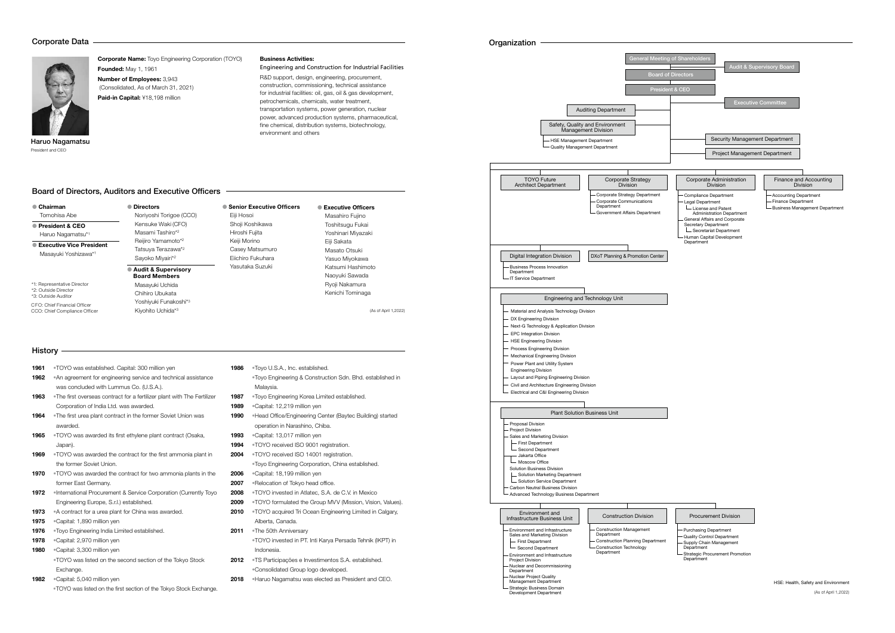## Corporate Data

Haruo Nagamatsu
President and CEO

**Corporate Name:** Toyo Engineering Corporation (TOYO)
**Founded:** May 1, 1961
**Number of Employees:** 3,943
(Consolidated, As of March 31, 2021)
**Paid-in Capital:** ¥18,198 million

**Business Activities:**
Engineering and Construction for Industrial Facilities

R&D support, design, engineering, procurement, construction, commissioning, technical assistance for industrial facilities: oil, gas, oil & gas development, petrochemicals, chemicals, water treatment, transportation systems, power generation, nuclear power, advanced production systems, pharmaceutical, fine chemical, distribution systems, biotechnology, environment and others

## Board of Directors, Auditors and Executive Officers

**Chairman**
Tomohisa Abe

**President & CEO**
Haruo Nagamatsu[*1]

**Executive Vice President**
Masayuki Yoshizawa[*1]

*1: Representative Director
*2: Outside Director
*3: Outside Auditor
CFO: Chief Financial Officer
CCO: Chief Compliance Officer

**Directors**
Noriyoshi Torigoe (CCO)
Kensuke Waki (CFO)
Masami Tashiro[*2]
Reijiro Yamamoto[*2]
Tatsuya Terazawa[*2]
Sayoko Miyairi[*2]

**Audit & Supervisory Board Members**
Masayuki Uchida
Chihiro Ubukata
Yoshiyuki Funakoshi[*3]
Kiyohito Uchida[*3]

**Senior Executive Officers**
Eiji Hosoi
Shoji Koshikawa
Hiroshi Fujita
Keiji Morino
Casey Matsumuro
Eiichiro Fukuhara
Yasutaka Suzuki

**Executive Officers**
Masahiro Fujino
Toshitsugu Fukai
Yoshinari Miyazaki
Eiji Sakata
Masato Otsuki
Yasuo Miyokawa
Katsumi Hashimoto
Naoyuki Sawada
Ryoji Nakamura
Kenichi Tominaga

(As of April 1,2022)

## History

| | |
|---|---|
| 1961 | TOYO was established. Capital: 300 million yen |
| 1962 | An agreement for engineering service and technical assistance was concluded with Lummus Co. (U.S.A.). |
| 1963 | The first overseas contract for a fertilizer plant with The Fertilizer Corporation of India Ltd. was awarded. |
| 1964 | The first urea plant contract in the former Soviet Union was awarded. |
| 1965 | TOYO was awarded its first ethylene plant contract (Osaka, Japan). |
| 1969 | TOYO was awarded the contract for the first ammonia plant in the former Soviet Union. |
| 1970 | TOYO was awarded the contract for two ammonia plants in the former East Germany. |
| 1972 | International Procurement & Service Corporation (Currently Toyo Engineering Europe, S.r.l.) established. |
| 1973 | A contract for a urea plant for China was awarded. |
| 1975 | Capital: 1,890 million yen |
| 1976 | Toyo Engineering India Limited established. |
| 1978 | Capital: 2,970 million yen |
| 1980 | Capital: 3,300 million yen<br>TOYO was listed on the second section of the Tokyo Stock Exchange. |
| 1982 | Capital: 5,040 million yen<br>TOYO was listed on the first section of the Tokyo Stock Exchange. |
| 1986 | Toyo U.S.A., Inc. established.<br>Toyo Engineering & Construction Sdn. Bhd. established in Malaysia. |
| 1987 | Toyo Engineering Korea Limited established. |
| 1989 | Capital: 12,219 million yen |
| 1990 | Head Office/Engineering Center (Baytec Building) started operation in Narashino, Chiba. |
| 1993 | Capital: 13,017 million yen |
| 1994 | TOYO received ISO 9001 registration. |
| 2004 | TOYO received ISO 14001 registration.<br>Toyo Engineering Corporation, China established. |
| 2006 | Capital: 18,199 million yen |
| 2007 | Relocation of Tokyo head office. |
| 2008 | TOYO invested in Atlatec, S.A. de C.V. in Mexico |
| 2009 | TOYO formulated the Group MVV (Mission, Vision, Values). |
| 2010 | TOYO acquired Tri Ocean Engineering Limited in Calgary, Alberta, Canada. |
| 2011 | The 50th Anniversary<br>TOYO invested in PT. Inti Karya Persada Tehnik (IKPT) in Indonesia. |
| 2012 | TS Participações e Investimentos S.A. established.<br>Consolidated Group logo developed. |
| 2018 | Haruo Nagamatsu was elected as President and CEO. |

## Organization

General Meeting of Shareholders
Audit & Supervisory Board
Board of Directors
President & CEO
Executive Committee
Auditing Department
Safety, Quality and Environment Management Division
- HSE Management Department
- Quality Management Department

Security Management Department
Project Management Department

TOYO Future Architect Department

Corporate Strategy Division
- Corporate Strategy Department
- Corporate Communications Department
- Government Affairs Department

Corporate Administration Division
- Compliance Department
- Legal Department
  - License and Patent Administration Department
- General Affairs and Corporate Secretary Department
  - Secretariat Department
- Human Capital Development Department

Finance and Accounting Division
- Accounting Department
- Finance Department
- Business Management Department

Digital Integration Division
- Business Process Innovation Department
- IT Service Department

DXoT Planning & Promotion Center

Engineering and Technology Unit
- Material and Analysis Technology Division
- DX Engineering Division
- Next-G Technology & Application Division
- EPC Integration Division
- HSE Engineering Division
- Process Engineering Division
- Mechanical Engineering Division
- Power Plant and Utility System Engineering Division
- Layout and Piping Engineering Division
- Civil and Architecture Engineering Division
- Electrical and C&I Engineering Division

Plant Solution Business Unit
- Proposal Division
- Project Division
- Sales and Marketing Division
  - First Department
  - Second Department
  - Jakarta Office
  - Moscow Office
- Solution Business Division
  - Solution Marketing Department
  - Solution Service Department
- Carbon Neutral Business Division
- Advanced Technology Business Department

Environment and Infrastructure Business Unit
- Environment and Infrastructure Sales and Marketing Division
  - First Department
  - Second Department
- Environment and Infrastructure Project Division
- Nuclear and Decommissioning Department
- Nuclear Project Quality Management Department
- Strategic Business Domain Development Department

Construction Division
- Construction Management Department
- Construction Planning Department
- Construction Technology Department

Procurement Division
- Purchasing Department
- Quality Control Department
- Supply Chain Management Department
- Strategic Procurement Promotion Department

HSE: Health, Safety and Environment

(As of April 1,2022)